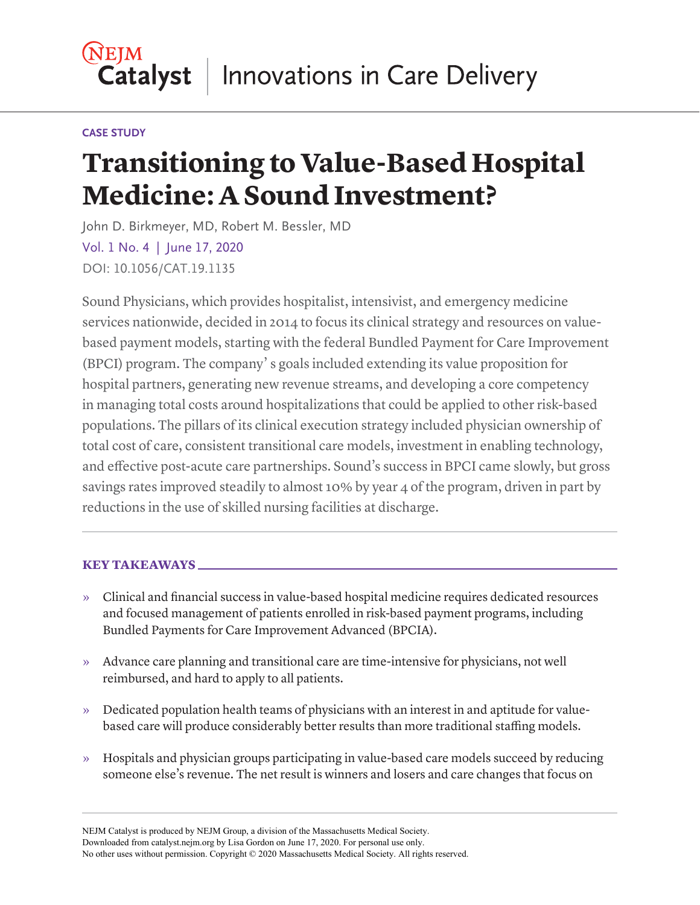NEJM Catalyst | Innovations in Care Delivery

**CASE STUDY**

# Transitioning to Value-Based Hospital Medicine: A Sound Investment?

John D. Birkmeyer, MD, Robert M. Bessler, MD

Vol. 1 No. 4 | June 17, 2020

DOI: 10.1056/CAT.19.1135

Sound Physicians, which provides hospitalist, intensivist, and emergency medicine services nationwide, decided in 2014 to focus its clinical strategy and resources on value-based payment models, starting with the federal Bundled Payment for Care Improvement (BPCI) program. The company' s goals included extending its value proposition for hospital partners, generating new revenue streams, and developing a core competency in managing total costs around hospitalizations that could be applied to other risk-based populations. The pillars of its clinical execution strategy included physician ownership of total cost of care, consistent transitional care models, investment in enabling technology, and effective post-acute care partnerships. Sound's success in BPCI came slowly, but gross savings rates improved steadily to almost 10% by year 4 of the program, driven in part by reductions in the use of skilled nursing facilities at discharge.

## KEY TAKEAWAYS

- Clinical and financial success in value-based hospital medicine requires dedicated resources and focused management of patients enrolled in risk-based payment programs, including Bundled Payments for Care Improvement Advanced (BPCIA).
- Advance care planning and transitional care are time-intensive for physicians, not well reimbursed, and hard to apply to all patients.
- Dedicated population health teams of physicians with an interest in and aptitude for value-based care will produce considerably better results than more traditional staffing models.
- Hospitals and physician groups participating in value-based care models succeed by reducing someone else's revenue. The net result is winners and losers and care changes that focus on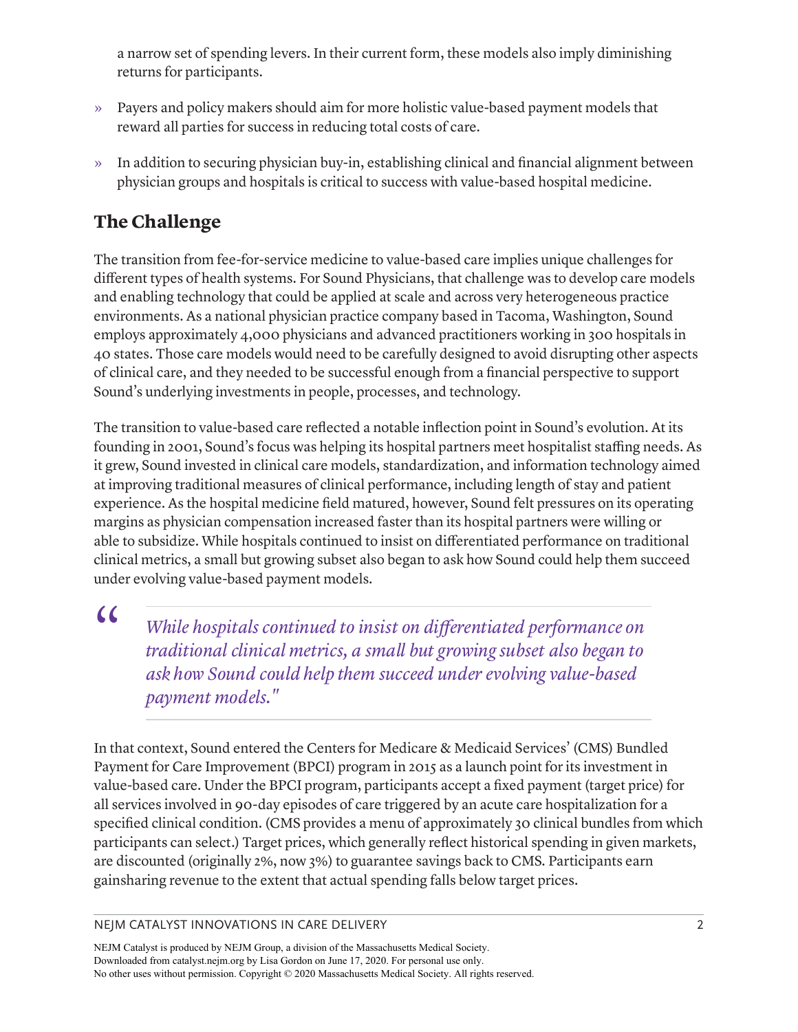a narrow set of spending levers. In their current form, these models also imply diminishing returns for participants.

» Payers and policy makers should aim for more holistic value-based payment models that reward all parties for success in reducing total costs of care.

» In addition to securing physician buy-in, establishing clinical and financial alignment between physician groups and hospitals is critical to success with value-based hospital medicine.

## The Challenge

The transition from fee-for-service medicine to value-based care implies unique challenges for different types of health systems. For Sound Physicians, that challenge was to develop care models and enabling technology that could be applied at scale and across very heterogeneous practice environments. As a national physician practice company based in Tacoma, Washington, Sound employs approximately 4,000 physicians and advanced practitioners working in 300 hospitals in 40 states. Those care models would need to be carefully designed to avoid disrupting other aspects of clinical care, and they needed to be successful enough from a financial perspective to support Sound's underlying investments in people, processes, and technology.

The transition to value-based care reflected a notable inflection point in Sound's evolution. At its founding in 2001, Sound's focus was helping its hospital partners meet hospitalist staffing needs. As it grew, Sound invested in clinical care models, standardization, and information technology aimed at improving traditional measures of clinical performance, including length of stay and patient experience. As the hospital medicine field matured, however, Sound felt pressures on its operating margins as physician compensation increased faster than its hospital partners were willing or able to subsidize. While hospitals continued to insist on differentiated performance on traditional clinical metrics, a small but growing subset also began to ask how Sound could help them succeed under evolving value-based payment models.

> *"While hospitals continued to insist on differentiated performance on traditional clinical metrics, a small but growing subset also began to ask how Sound could help them succeed under evolving value-based payment models."*

In that context, Sound entered the Centers for Medicare & Medicaid Services' (CMS) Bundled Payment for Care Improvement (BPCI) program in 2015 as a launch point for its investment in value-based care. Under the BPCI program, participants accept a fixed payment (target price) for all services involved in 90-day episodes of care triggered by an acute care hospitalization for a specified clinical condition. (CMS provides a menu of approximately 30 clinical bundles from which participants can select.) Target prices, which generally reflect historical spending in given markets, are discounted (originally 2%, now 3%) to guarantee savings back to CMS. Participants earn gainsharing revenue to the extent that actual spending falls below target prices.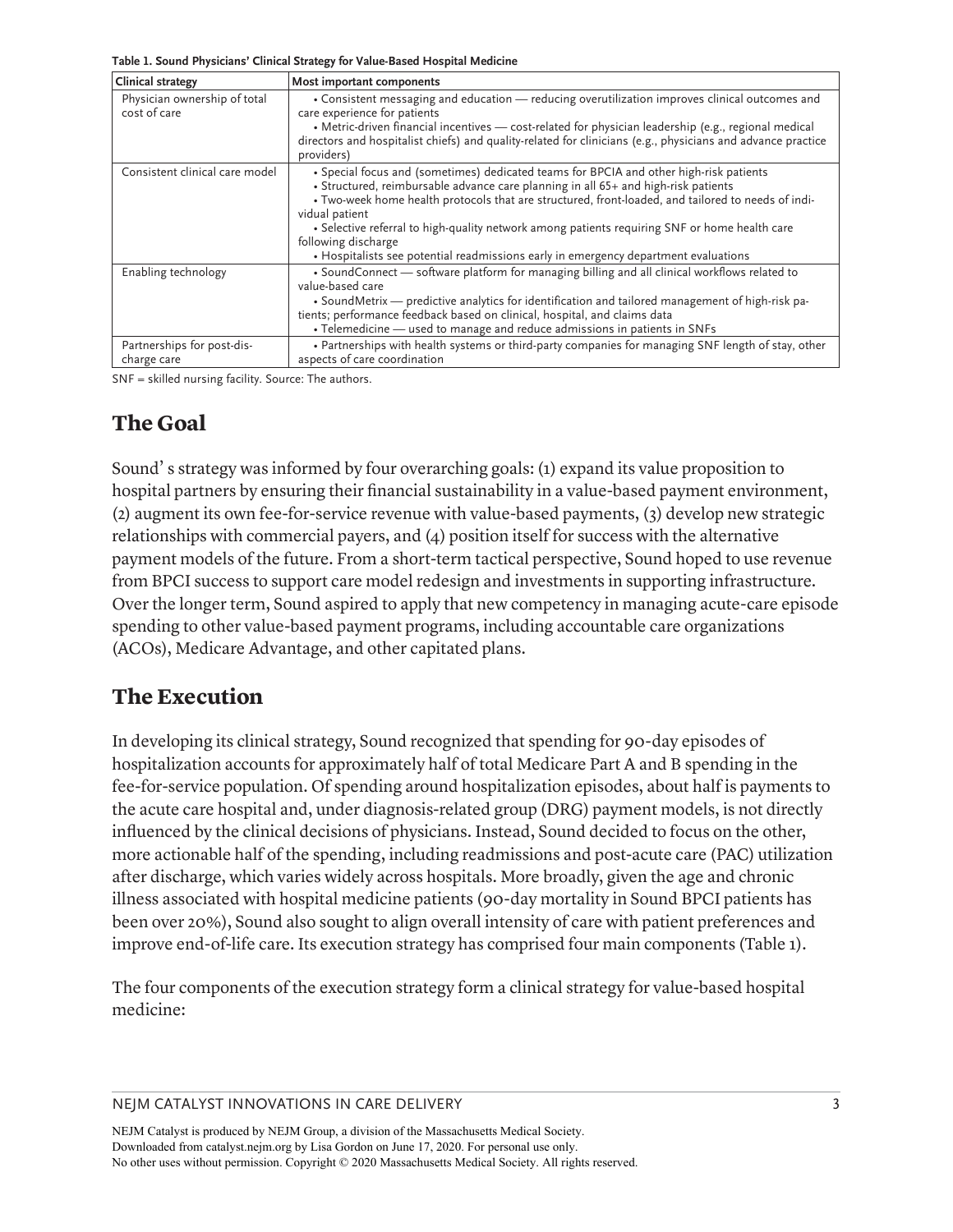**Table 1. Sound Physicians' Clinical Strategy for Value-Based Hospital Medicine**

| Clinical strategy | Most important components |
| --- | --- |
| Physician ownership of total cost of care | • Consistent messaging and education — reducing overutilization improves clinical outcomes and care experience for patients<br>• Metric-driven financial incentives — cost-related for physician leadership (e.g., regional medical directors and hospitalist chiefs) and quality-related for clinicians (e.g., physicians and advance practice providers) |
| Consistent clinical care model | • Special focus and (sometimes) dedicated teams for BPCIA and other high-risk patients<br>• Structured, reimbursable advance care planning in all 65+ and high-risk patients<br>• Two-week home health protocols that are structured, front-loaded, and tailored to needs of individual patient<br>• Selective referral to high-quality network among patients requiring SNF or home health care following discharge<br>• Hospitalists see potential readmissions early in emergency department evaluations |
| Enabling technology | • SoundConnect — software platform for managing billing and all clinical workflows related to value-based care<br>• SoundMetrix — predictive analytics for identification and tailored management of high-risk patients; performance feedback based on clinical, hospital, and claims data<br>• Telemedicine — used to manage and reduce admissions in patients in SNFs |
| Partnerships for post-discharge care | • Partnerships with health systems or third-party companies for managing SNF length of stay, other aspects of care coordination |

SNF = skilled nursing facility. Source: The authors.

## The Goal

Sound's strategy was informed by four overarching goals: (1) expand its value proposition to hospital partners by ensuring their financial sustainability in a value-based payment environment, (2) augment its own fee-for-service revenue with value-based payments, (3) develop new strategic relationships with commercial payers, and (4) position itself for success with the alternative payment models of the future. From a short-term tactical perspective, Sound hoped to use revenue from BPCI success to support care model redesign and investments in supporting infrastructure. Over the longer term, Sound aspired to apply that new competency in managing acute-care episode spending to other value-based payment programs, including accountable care organizations (ACOs), Medicare Advantage, and other capitated plans.

## The Execution

In developing its clinical strategy, Sound recognized that spending for 90-day episodes of hospitalization accounts for approximately half of total Medicare Part A and B spending in the fee-for-service population. Of spending around hospitalization episodes, about half is payments to the acute care hospital and, under diagnosis-related group (DRG) payment models, is not directly influenced by the clinical decisions of physicians. Instead, Sound decided to focus on the other, more actionable half of the spending, including readmissions and post-acute care (PAC) utilization after discharge, which varies widely across hospitals. More broadly, given the age and chronic illness associated with hospital medicine patients (90-day mortality in Sound BPCI patients has been over 20%), Sound also sought to align overall intensity of care with patient preferences and improve end-of-life care. Its execution strategy has comprised four main components (Table 1).

The four components of the execution strategy form a clinical strategy for value-based hospital medicine: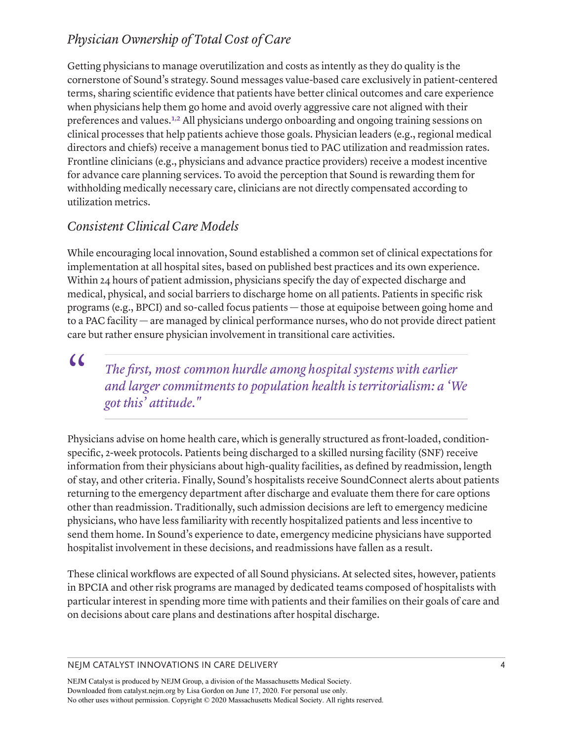### *Physician Ownership of Total Cost of Care*

Getting physicians to manage overutilization and costs as intently as they do quality is the cornerstone of Sound's strategy. Sound messages value-based care exclusively in patient-centered terms, sharing scientific evidence that patients have better clinical outcomes and care experience when physicians help them go home and avoid overly aggressive care not aligned with their preferences and values.[1,2] All physicians undergo onboarding and ongoing training sessions on clinical processes that help patients achieve those goals. Physician leaders (e.g., regional medical directors and chiefs) receive a management bonus tied to PAC utilization and readmission rates. Frontline clinicians (e.g., physicians and advance practice providers) receive a modest incentive for advance care planning services. To avoid the perception that Sound is rewarding them for withholding medically necessary care, clinicians are not directly compensated according to utilization metrics.

### *Consistent Clinical Care Models*

While encouraging local innovation, Sound established a common set of clinical expectations for implementation at all hospital sites, based on published best practices and its own experience. Within 24 hours of patient admission, physicians specify the day of expected discharge and medical, physical, and social barriers to discharge home on all patients. Patients in specific risk programs (e.g., BPCI) and so-called focus patients — those at equipoise between going home and to a PAC facility — are managed by clinical performance nurses, who do not provide direct patient care but rather ensure physician involvement in transitional care activities.

> *The first, most common hurdle among hospital systems with earlier and larger commitments to population health is territorialism: a 'We got this' attitude."*

Physicians advise on home health care, which is generally structured as front-loaded, condition-specific, 2-week protocols. Patients being discharged to a skilled nursing facility (SNF) receive information from their physicians about high-quality facilities, as defined by readmission, length of stay, and other criteria. Finally, Sound's hospitalists receive SoundConnect alerts about patients returning to the emergency department after discharge and evaluate them there for care options other than readmission. Traditionally, such admission decisions are left to emergency medicine physicians, who have less familiarity with recently hospitalized patients and less incentive to send them home. In Sound's experience to date, emergency medicine physicians have supported hospitalist involvement in these decisions, and readmissions have fallen as a result.

These clinical workflows are expected of all Sound physicians. At selected sites, however, patients in BPCIA and other risk programs are managed by dedicated teams composed of hospitalists with particular interest in spending more time with patients and their families on their goals of care and on decisions about care plans and destinations after hospital discharge.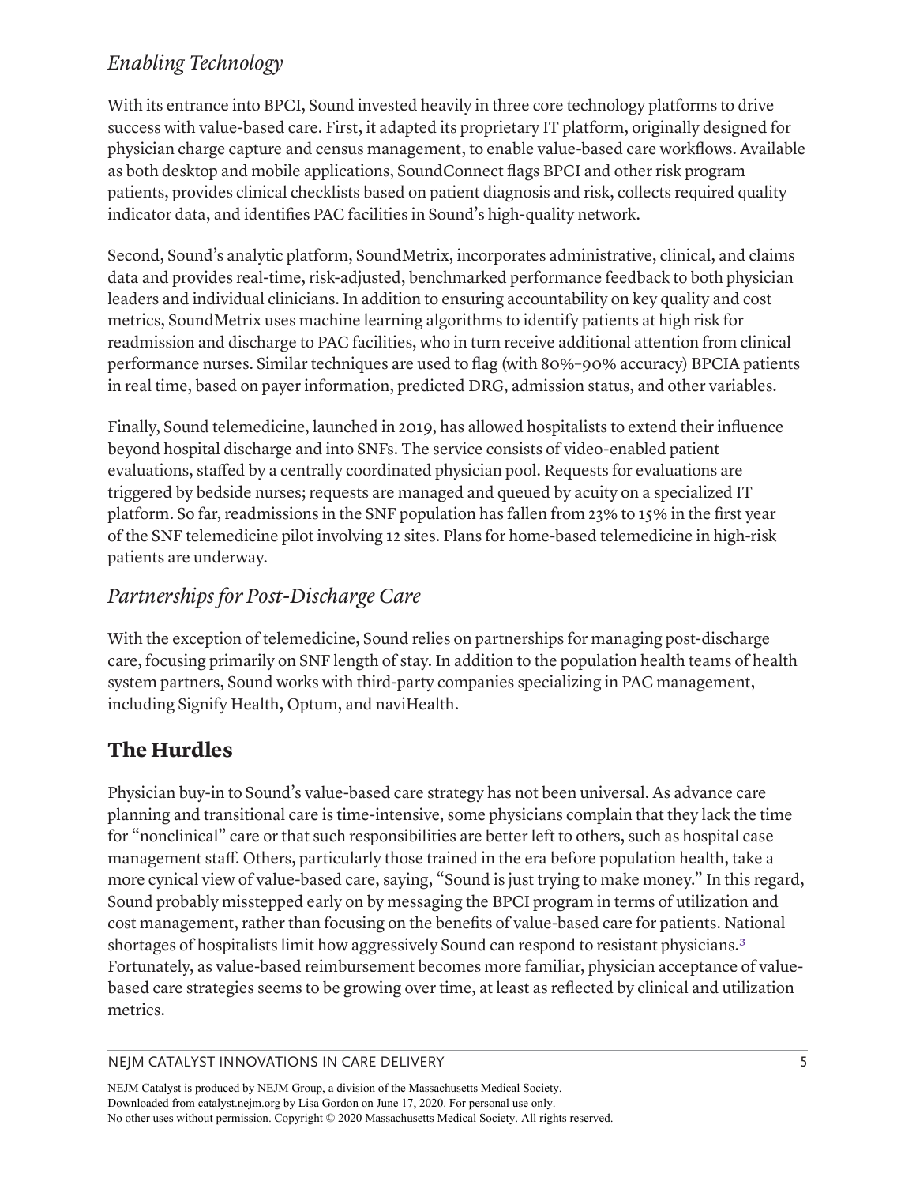### *Enabling Technology*

With its entrance into BPCI, Sound invested heavily in three core technology platforms to drive success with value-based care. First, it adapted its proprietary IT platform, originally designed for physician charge capture and census management, to enable value-based care workflows. Available as both desktop and mobile applications, SoundConnect flags BPCI and other risk program patients, provides clinical checklists based on patient diagnosis and risk, collects required quality indicator data, and identifies PAC facilities in Sound's high-quality network.

Second, Sound's analytic platform, SoundMetrix, incorporates administrative, clinical, and claims data and provides real-time, risk-adjusted, benchmarked performance feedback to both physician leaders and individual clinicians. In addition to ensuring accountability on key quality and cost metrics, SoundMetrix uses machine learning algorithms to identify patients at high risk for readmission and discharge to PAC facilities, who in turn receive additional attention from clinical performance nurses. Similar techniques are used to flag (with 80%–90% accuracy) BPCIA patients in real time, based on payer information, predicted DRG, admission status, and other variables.

Finally, Sound telemedicine, launched in 2019, has allowed hospitalists to extend their influence beyond hospital discharge and into SNFs. The service consists of video-enabled patient evaluations, staffed by a centrally coordinated physician pool. Requests for evaluations are triggered by bedside nurses; requests are managed and queued by acuity on a specialized IT platform. So far, readmissions in the SNF population has fallen from 23% to 15% in the first year of the SNF telemedicine pilot involving 12 sites. Plans for home-based telemedicine in high-risk patients are underway.

### *Partnerships for Post-Discharge Care*

With the exception of telemedicine, Sound relies on partnerships for managing post-discharge care, focusing primarily on SNF length of stay. In addition to the population health teams of health system partners, Sound works with third-party companies specializing in PAC management, including Signify Health, Optum, and naviHealth.

## The Hurdles

Physician buy-in to Sound's value-based care strategy has not been universal. As advance care planning and transitional care is time-intensive, some physicians complain that they lack the time for "nonclinical" care or that such responsibilities are better left to others, such as hospital case management staff. Others, particularly those trained in the era before population health, take a more cynical view of value-based care, saying, "Sound is just trying to make money." In this regard, Sound probably misstepped early on by messaging the BPCI program in terms of utilization and cost management, rather than focusing on the benefits of value-based care for patients. National shortages of hospitalists limit how aggressively Sound can respond to resistant physicians.[3] Fortunately, as value-based reimbursement becomes more familiar, physician acceptance of value-based care strategies seems to be growing over time, at least as reflected by clinical and utilization metrics.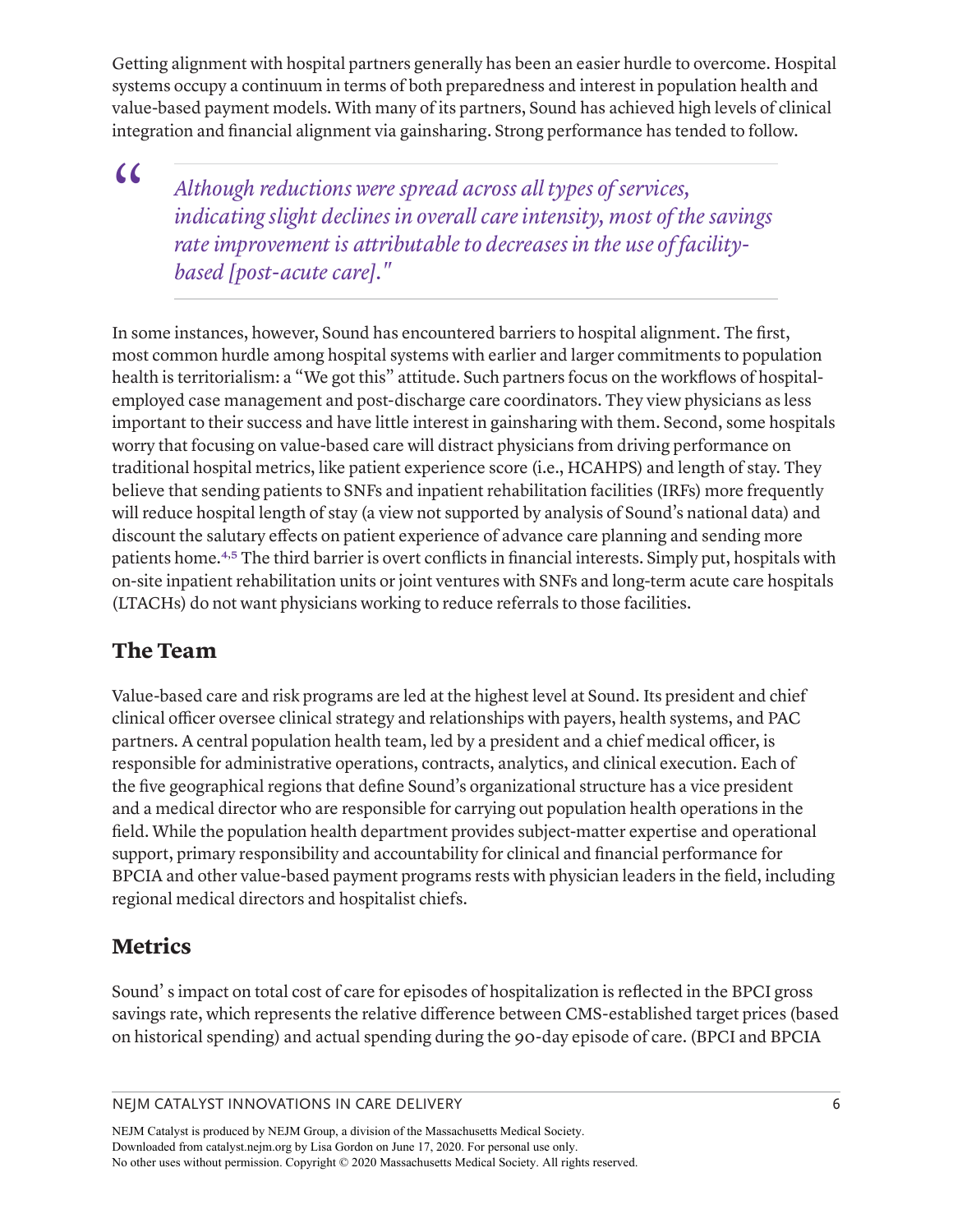Getting alignment with hospital partners generally has been an easier hurdle to overcome. Hospital systems occupy a continuum in terms of both preparedness and interest in population health and value-based payment models. With many of its partners, Sound has achieved high levels of clinical integration and financial alignment via gainsharing. Strong performance has tended to follow.

> *"Although reductions were spread across all types of services, indicating slight declines in overall care intensity, most of the savings rate improvement is attributable to decreases in the use of facility-based [post-acute care]."*

In some instances, however, Sound has encountered barriers to hospital alignment. The first, most common hurdle among hospital systems with earlier and larger commitments to population health is territorialism: a "We got this" attitude. Such partners focus on the workflows of hospital-employed case management and post-discharge care coordinators. They view physicians as less important to their success and have little interest in gainsharing with them. Second, some hospitals worry that focusing on value-based care will distract physicians from driving performance on traditional hospital metrics, like patient experience score (i.e., HCAHPS) and length of stay. They believe that sending patients to SNFs and inpatient rehabilitation facilities (IRFs) more frequently will reduce hospital length of stay (a view not supported by analysis of Sound's national data) and discount the salutary effects on patient experience of advance care planning and sending more patients home.[4,5] The third barrier is overt conflicts in financial interests. Simply put, hospitals with on-site inpatient rehabilitation units or joint ventures with SNFs and long-term acute care hospitals (LTACHs) do not want physicians working to reduce referrals to those facilities.

## The Team

Value-based care and risk programs are led at the highest level at Sound. Its president and chief clinical officer oversee clinical strategy and relationships with payers, health systems, and PAC partners. A central population health team, led by a president and a chief medical officer, is responsible for administrative operations, contracts, analytics, and clinical execution. Each of the five geographical regions that define Sound's organizational structure has a vice president and a medical director who are responsible for carrying out population health operations in the field. While the population health department provides subject-matter expertise and operational support, primary responsibility and accountability for clinical and financial performance for BPCIA and other value-based payment programs rests with physician leaders in the field, including regional medical directors and hospitalist chiefs.

## Metrics

Sound' s impact on total cost of care for episodes of hospitalization is reflected in the BPCI gross savings rate, which represents the relative difference between CMS-established target prices (based on historical spending) and actual spending during the 90-day episode of care. (BPCI and BPCIA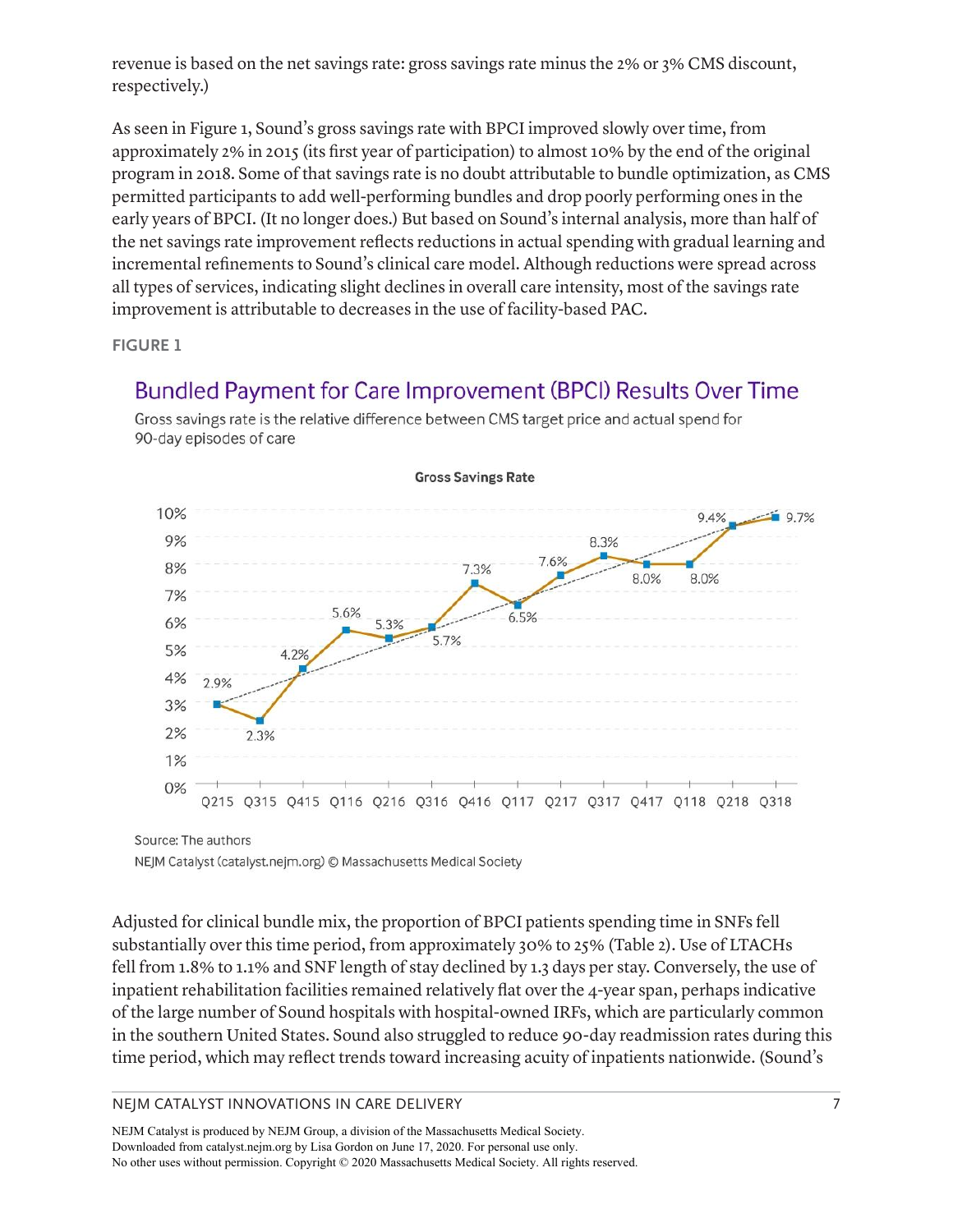revenue is based on the net savings rate: gross savings rate minus the 2% or 3% CMS discount, respectively.)

As seen in Figure 1, Sound's gross savings rate with BPCI improved slowly over time, from approximately 2% in 2015 (its first year of participation) to almost 10% by the end of the original program in 2018. Some of that savings rate is no doubt attributable to bundle optimization, as CMS permitted participants to add well-performing bundles and drop poorly performing ones in the early years of BPCI. (It no longer does.) But based on Sound's internal analysis, more than half of the net savings rate improvement reflects reductions in actual spending with gradual learning and incremental refinements to Sound's clinical care model. Although reductions were spread across all types of services, indicating slight declines in overall care intensity, most of the savings rate improvement is attributable to decreases in the use of facility-based PAC.

**FIGURE 1**

## Bundled Payment for Care Improvement (BPCI) Results Over Time

Gross savings rate is the relative difference between CMS target price and actual spend for 90-day episodes of care

**Gross Savings Rate**

| Quarter | Gross Savings Rate |
|---|---|
| Q215 | 2.9% |
| Q315 | 2.3% |
| Q415 | 4.2% |
| Q116 | 5.6% |
| Q216 | 5.3% |
| Q316 | 5.7% |
| Q416 | 7.3% |
| Q117 | 6.5% |
| Q217 | 7.6% |
| Q317 | 8.3% |
| Q417 | 8.0% |
| Q118 | 8.0% |
| Q218 | 9.4% |
| Q318 | 9.7% |

Source: The authors

NEJM Catalyst (catalyst.nejm.org) © Massachusetts Medical Society

Adjusted for clinical bundle mix, the proportion of BPCI patients spending time in SNFs fell substantially over this time period, from approximately 30% to 25% (Table 2). Use of LTACHs fell from 1.8% to 1.1% and SNF length of stay declined by 1.3 days per stay. Conversely, the use of inpatient rehabilitation facilities remained relatively flat over the 4-year span, perhaps indicative of the large number of Sound hospitals with hospital-owned IRFs, which are particularly common in the southern United States. Sound also struggled to reduce 90-day readmission rates during this time period, which may reflect trends toward increasing acuity of inpatients nationwide. (Sound's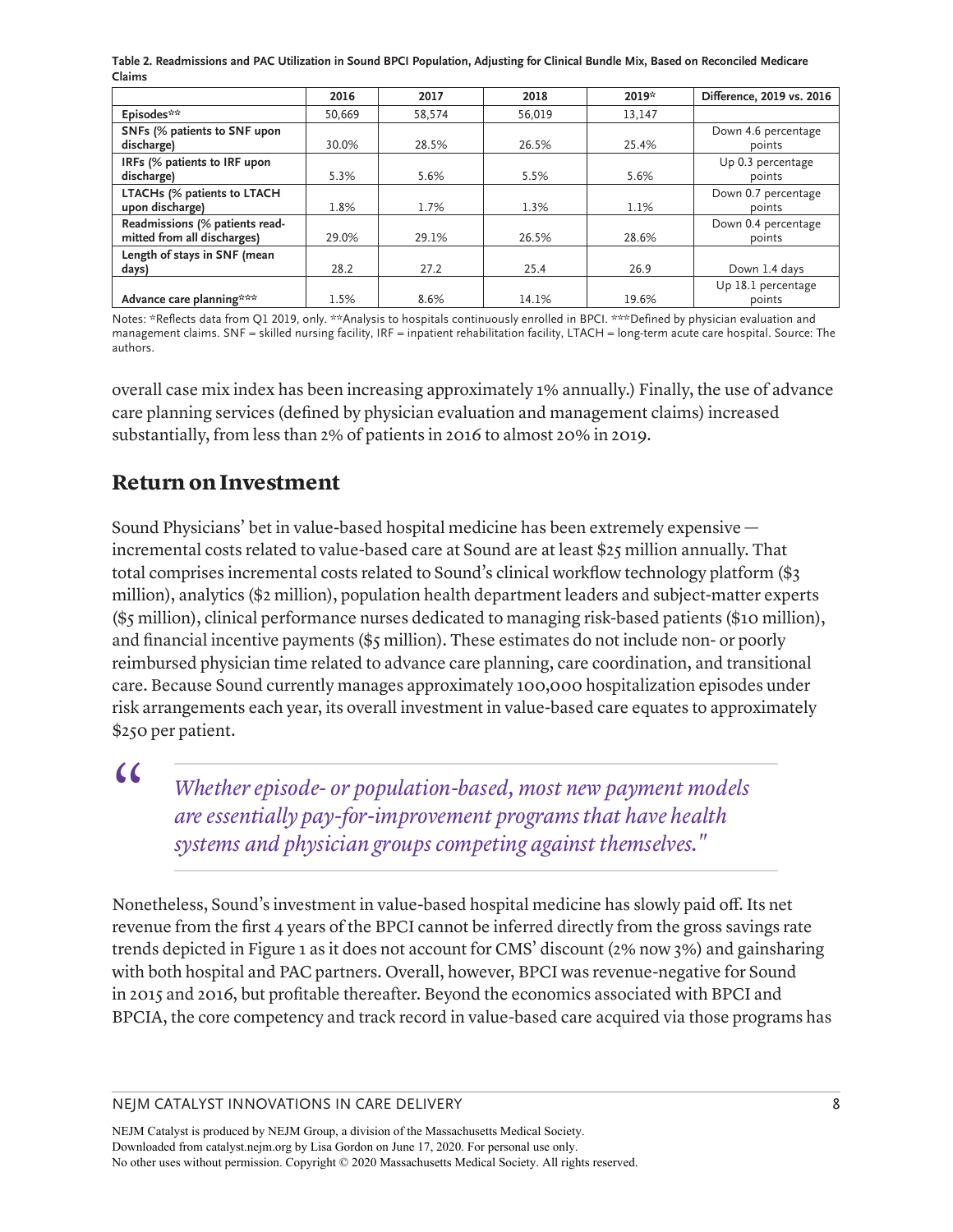**Table 2. Readmissions and PAC Utilization in Sound BPCI Population, Adjusting for Clinical Bundle Mix, Based on Reconciled Medicare Claims**

| | 2016 | 2017 | 2018 | 2019* | Difference, 2019 vs. 2016 |
|---|---|---|---|---|---|
| **Episodes**** | 50,669 | 58,574 | 56,019 | 13,147 | |
| **SNFs (% patients to SNF upon discharge)** | 30.0% | 28.5% | 26.5% | 25.4% | Down 4.6 percentage points |
| **IRFs (% patients to IRF upon discharge)** | 5.3% | 5.6% | 5.5% | 5.6% | Up 0.3 percentage points |
| **LTACHs (% patients to LTACH upon discharge)** | 1.8% | 1.7% | 1.3% | 1.1% | Down 0.7 percentage points |
| **Readmissions (% patients readmitted from all discharges)** | 29.0% | 29.1% | 26.5% | 28.6% | Down 0.4 percentage points |
| **Length of stays in SNF (mean days)** | 28.2 | 27.2 | 25.4 | 26.9 | Down 1.4 days |
| **Advance care planning***** | 1.5% | 8.6% | 14.1% | 19.6% | Up 18.1 percentage points |

Notes: *Reflects data from Q1 2019, only. **Analysis to hospitals continuously enrolled in BPCI. ***Defined by physician evaluation and management claims. SNF = skilled nursing facility, IRF = inpatient rehabilitation facility, LTACH = long-term acute care hospital. Source: The authors.

overall case mix index has been increasing approximately 1% annually.) Finally, the use of advance care planning services (defined by physician evaluation and management claims) increased substantially, from less than 2% of patients in 2016 to almost 20% in 2019.

## Return on Investment

Sound Physicians' bet in value-based hospital medicine has been extremely expensive — incremental costs related to value-based care at Sound are at least $25 million annually. That total comprises incremental costs related to Sound's clinical workflow technology platform ($3 million), analytics ($2 million), population health department leaders and subject-matter experts ($5 million), clinical performance nurses dedicated to managing risk-based patients ($10 million), and financial incentive payments ($5 million). These estimates do not include non- or poorly reimbursed physician time related to advance care planning, care coordination, and transitional care. Because Sound currently manages approximately 100,000 hospitalization episodes under risk arrangements each year, its overall investment in value-based care equates to approximately $250 per patient.

> *"Whether episode- or population-based, most new payment models are essentially pay-for-improvement programs that have health systems and physician groups competing against themselves."*

Nonetheless, Sound's investment in value-based hospital medicine has slowly paid off. Its net revenue from the first 4 years of the BPCI cannot be inferred directly from the gross savings rate trends depicted in Figure 1 as it does not account for CMS' discount (2% now 3%) and gainsharing with both hospital and PAC partners. Overall, however, BPCI was revenue-negative for Sound in 2015 and 2016, but profitable thereafter. Beyond the economics associated with BPCI and BPCIA, the core competency and track record in value-based care acquired via those programs has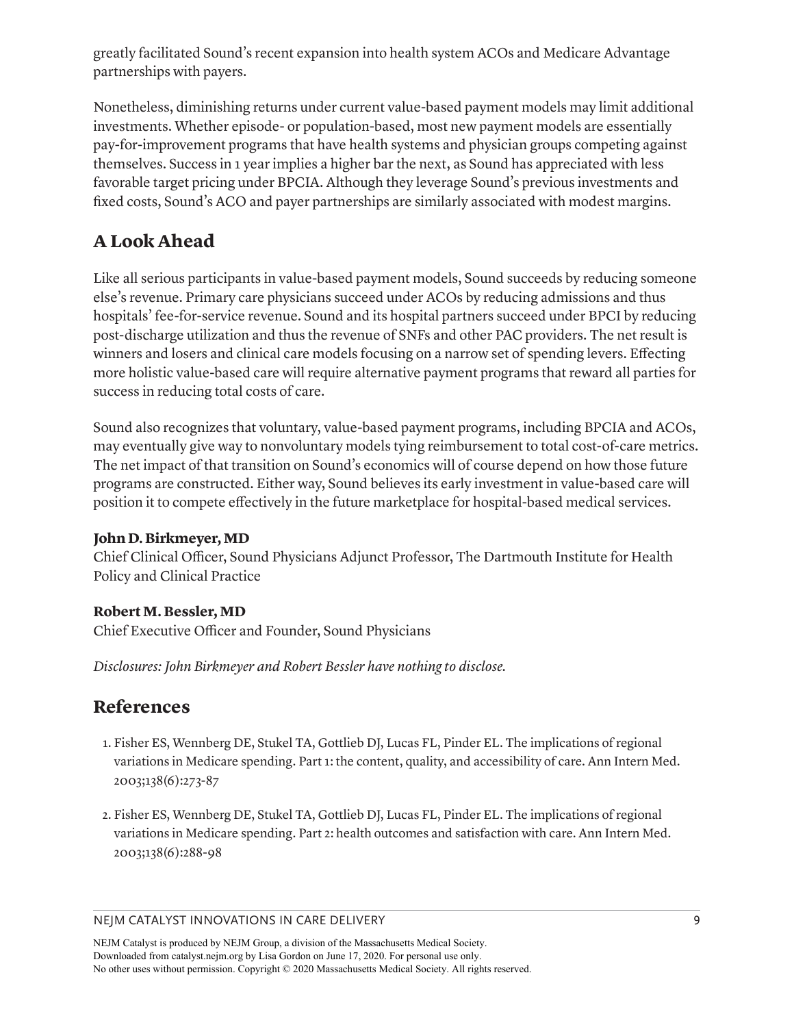greatly facilitated Sound's recent expansion into health system ACOs and Medicare Advantage partnerships with payers.

Nonetheless, diminishing returns under current value-based payment models may limit additional investments. Whether episode- or population-based, most new payment models are essentially pay-for-improvement programs that have health systems and physician groups competing against themselves. Success in 1 year implies a higher bar the next, as Sound has appreciated with less favorable target pricing under BPCIA. Although they leverage Sound's previous investments and fixed costs, Sound's ACO and payer partnerships are similarly associated with modest margins.

## A Look Ahead

Like all serious participants in value-based payment models, Sound succeeds by reducing someone else's revenue. Primary care physicians succeed under ACOs by reducing admissions and thus hospitals' fee-for-service revenue. Sound and its hospital partners succeed under BPCI by reducing post-discharge utilization and thus the revenue of SNFs and other PAC providers. The net result is winners and losers and clinical care models focusing on a narrow set of spending levers. Effecting more holistic value-based care will require alternative payment programs that reward all parties for success in reducing total costs of care.

Sound also recognizes that voluntary, value-based payment programs, including BPCIA and ACOs, may eventually give way to nonvoluntary models tying reimbursement to total cost-of-care metrics. The net impact of that transition on Sound's economics will of course depend on how those future programs are constructed. Either way, Sound believes its early investment in value-based care will position it to compete effectively in the future marketplace for hospital-based medical services.

**John D. Birkmeyer, MD**
Chief Clinical Officer, Sound Physicians Adjunct Professor, The Dartmouth Institute for Health Policy and Clinical Practice

**Robert M. Bessler, MD**
Chief Executive Officer and Founder, Sound Physicians

*Disclosures: John Birkmeyer and Robert Bessler have nothing to disclose.*

## References

1. Fisher ES, Wennberg DE, Stukel TA, Gottlieb DJ, Lucas FL, Pinder EL. The implications of regional variations in Medicare spending. Part 1: the content, quality, and accessibility of care. Ann Intern Med. 2003;138(6):273-87

2. Fisher ES, Wennberg DE, Stukel TA, Gottlieb DJ, Lucas FL, Pinder EL. The implications of regional variations in Medicare spending. Part 2: health outcomes and satisfaction with care. Ann Intern Med. 2003;138(6):288-98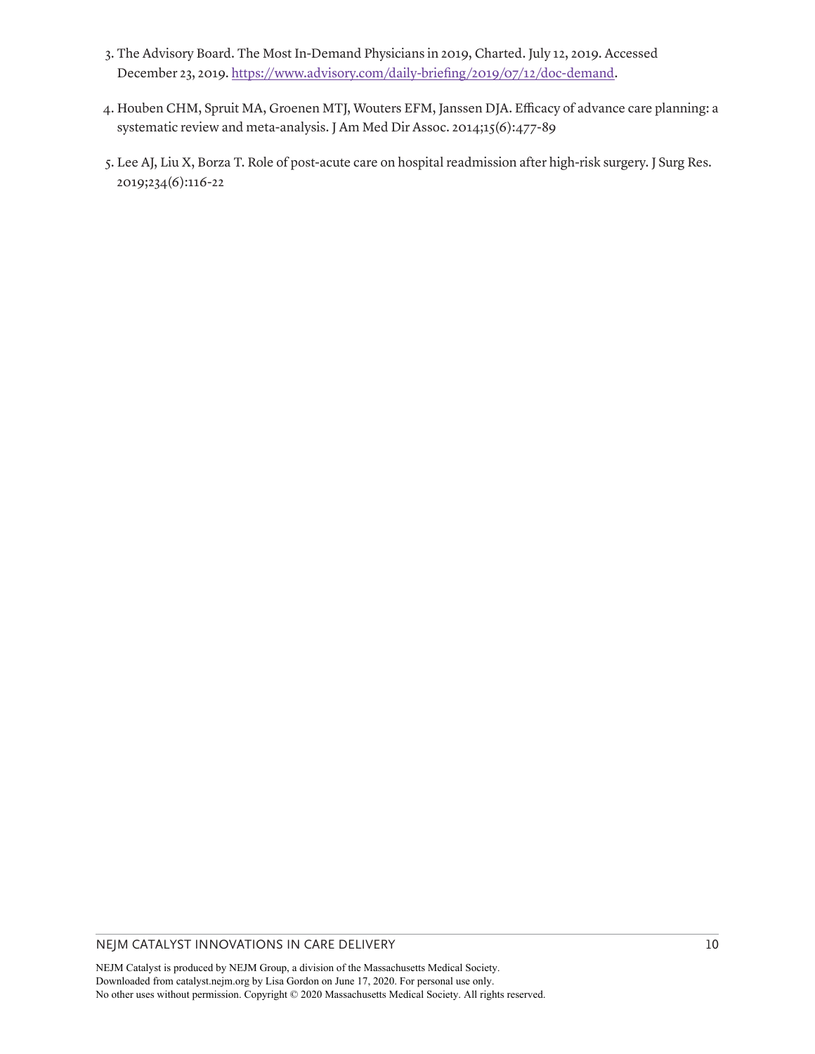3. The Advisory Board. The Most In-Demand Physicians in 2019, Charted. July 12, 2019. Accessed December 23, 2019. https://www.advisory.com/daily-briefing/2019/07/12/doc-demand.

4. Houben CHM, Spruit MA, Groenen MTJ, Wouters EFM, Janssen DJA. Efficacy of advance care planning: a systematic review and meta-analysis. J Am Med Dir Assoc. 2014;15(6):477-89

5. Lee AJ, Liu X, Borza T. Role of post-acute care on hospital readmission after high-risk surgery. J Surg Res. 2019;234(6):116-22

NEJM Catalyst is produced by NEJM Group, a division of the Massachusetts Medical Society.
Downloaded from catalyst.nejm.org by Lisa Gordon on June 17, 2020. For personal use only.
No other uses without permission. Copyright © 2020 Massachusetts Medical Society. All rights reserved.